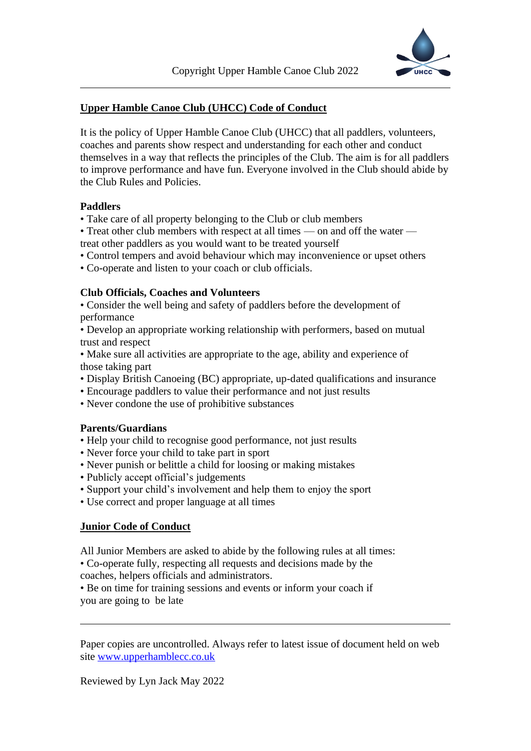Copyright Upper Hamble Canoe Club 2022

## Upper Hamble Canoe Club (UHCC) Code of Conduct

It is the policy of Upper Hamble Canoe Club (UHCC) that all paddlers, volunteers, coaches and parents show respect and understanding for each other and conduct themselves in a way that reflects the principles of the Club. The aim is for all paddlers to improve performance and have fun. Everyone involved in the Club should abide by the Club Rules and Policies.

**Paddlers**

- Take care of all property belonging to the Club or club members
- Treat other club members with respect at all times — on and off the water — treat other paddlers as you would want to be treated yourself
- Control tempers and avoid behaviour which may inconvenience or upset others
- Co-operate and listen to your coach or club officials.

**Club Officials, Coaches and Volunteers**

- Consider the well being and safety of paddlers before the development of performance
- Develop an appropriate working relationship with performers, based on mutual trust and respect
- Make sure all activities are appropriate to the age, ability and experience of those taking part
- Display British Canoeing (BC) appropriate, up-dated qualifications and insurance
- Encourage paddlers to value their performance and not just results
- Never condone the use of prohibitive substances

**Parents/Guardians**

- Help your child to recognise good performance, not just results
- Never force your child to take part in sport
- Never punish or belittle a child for loosing or making mistakes
- Publicly accept official's judgements
- Support your child's involvement and help them to enjoy the sport
- Use correct and proper language at all times

## Junior Code of Conduct

All Junior Members are asked to abide by the following rules at all times:

- Co-operate fully, respecting all requests and decisions made by the coaches, helpers officials and administrators.
- Be on time for training sessions and events or inform your coach if you are going to be late

---

Paper copies are uncontrolled. Always refer to latest issue of document held on web site [www.upperhamblecc.co.uk](www.upperhamblecc.co.uk)

Reviewed by Lyn Jack May 2022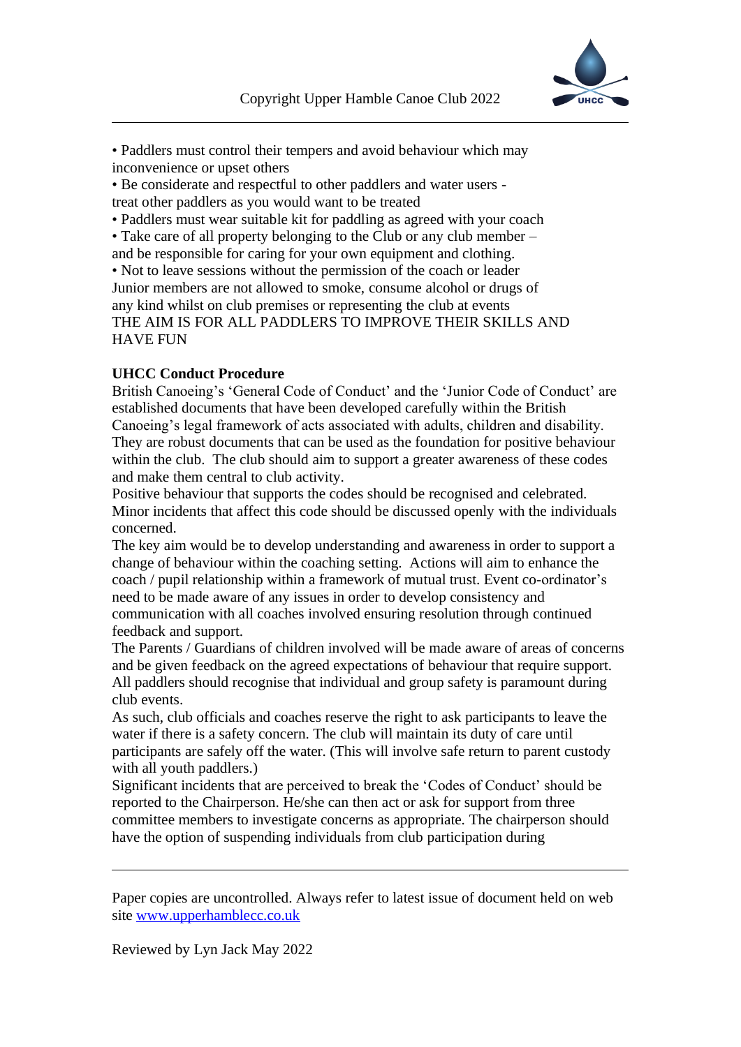- Paddlers must control their tempers and avoid behaviour which may inconvenience or upset others
- Be considerate and respectful to other paddlers and water users - treat other paddlers as you would want to be treated
- Paddlers must wear suitable kit for paddling as agreed with your coach
- Take care of all property belonging to the Club or any club member – and be responsible for caring for your own equipment and clothing.
- Not to leave sessions without the permission of the coach or leader

Junior members are not allowed to smoke, consume alcohol or drugs of any kind whilst on club premises or representing the club at events

THE AIM IS FOR ALL PADDLERS TO IMPROVE THEIR SKILLS AND HAVE FUN

**UHCC Conduct Procedure**

British Canoeing's 'General Code of Conduct' and the 'Junior Code of Conduct' are established documents that have been developed carefully within the British Canoeing's legal framework of acts associated with adults, children and disability. They are robust documents that can be used as the foundation for positive behaviour within the club. The club should aim to support a greater awareness of these codes and make them central to club activity.

Positive behaviour that supports the codes should be recognised and celebrated. Minor incidents that affect this code should be discussed openly with the individuals concerned.

The key aim would be to develop understanding and awareness in order to support a change of behaviour within the coaching setting. Actions will aim to enhance the coach / pupil relationship within a framework of mutual trust. Event co-ordinator's need to be made aware of any issues in order to develop consistency and communication with all coaches involved ensuring resolution through continued feedback and support.

The Parents / Guardians of children involved will be made aware of areas of concerns and be given feedback on the agreed expectations of behaviour that require support. All paddlers should recognise that individual and group safety is paramount during club events.

As such, club officials and coaches reserve the right to ask participants to leave the water if there is a safety concern. The club will maintain its duty of care until participants are safely off the water. (This will involve safe return to parent custody with all youth paddlers.)

Significant incidents that are perceived to break the 'Codes of Conduct' should be reported to the Chairperson. He/she can then act or ask for support from three committee members to investigate concerns as appropriate. The chairperson should have the option of suspending individuals from club participation during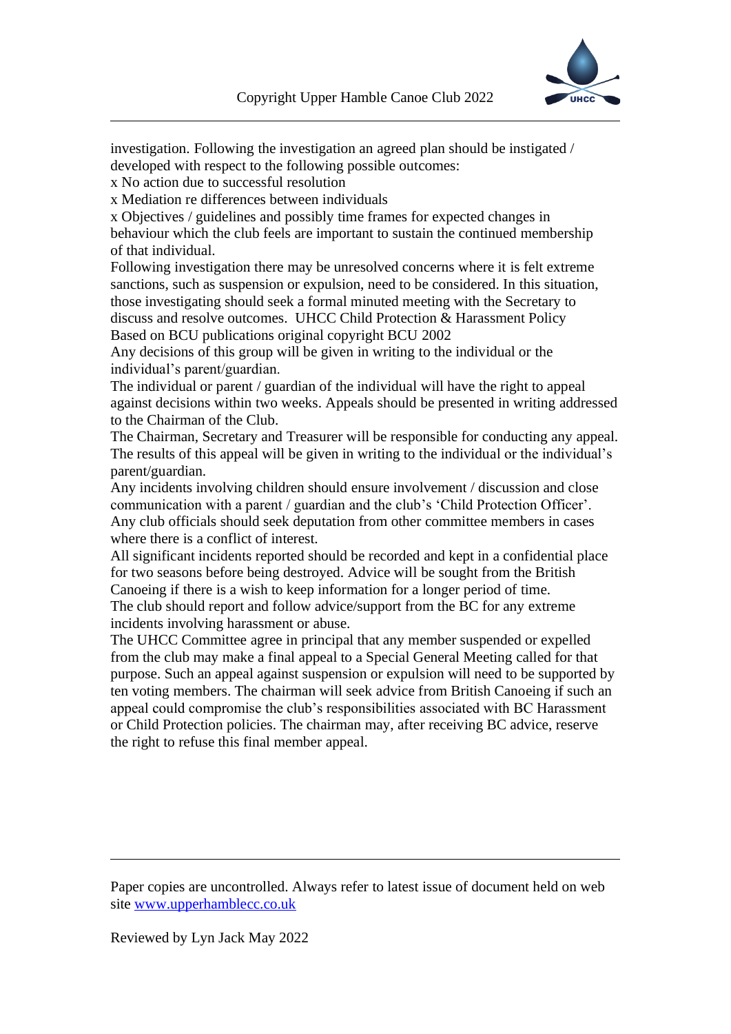investigation. Following the investigation an agreed plan should be instigated / developed with respect to the following possible outcomes:

- No action due to successful resolution
- Mediation re differences between individuals
- Objectives / guidelines and possibly time frames for expected changes in behaviour which the club feels are important to sustain the continued membership of that individual.

Following investigation there may be unresolved concerns where it is felt extreme sanctions, such as suspension or expulsion, need to be considered. In this situation, those investigating should seek a formal minuted meeting with the Secretary to discuss and resolve outcomes. UHCC Child Protection & Harassment Policy Based on BCU publications original copyright BCU 2002

Any decisions of this group will be given in writing to the individual or the individual's parent/guardian.

The individual or parent / guardian of the individual will have the right to appeal against decisions within two weeks. Appeals should be presented in writing addressed to the Chairman of the Club.

The Chairman, Secretary and Treasurer will be responsible for conducting any appeal. The results of this appeal will be given in writing to the individual or the individual's parent/guardian.

Any incidents involving children should ensure involvement / discussion and close communication with a parent / guardian and the club's 'Child Protection Officer'.

Any club officials should seek deputation from other committee members in cases where there is a conflict of interest.

All significant incidents reported should be recorded and kept in a confidential place for two seasons before being destroyed. Advice will be sought from the British Canoeing if there is a wish to keep information for a longer period of time.

The club should report and follow advice/support from the BC for any extreme incidents involving harassment or abuse.

The UHCC Committee agree in principal that any member suspended or expelled from the club may make a final appeal to a Special General Meeting called for that purpose. Such an appeal against suspension or expulsion will need to be supported by ten voting members. The chairman will seek advice from British Canoeing if such an appeal could compromise the club's responsibilities associated with BC Harassment or Child Protection policies. The chairman may, after receiving BC advice, reserve the right to refuse this final member appeal.

Paper copies are uncontrolled. Always refer to latest issue of document held on web site www.upperhamblecc.co.uk

Reviewed by Lyn Jack May 2022